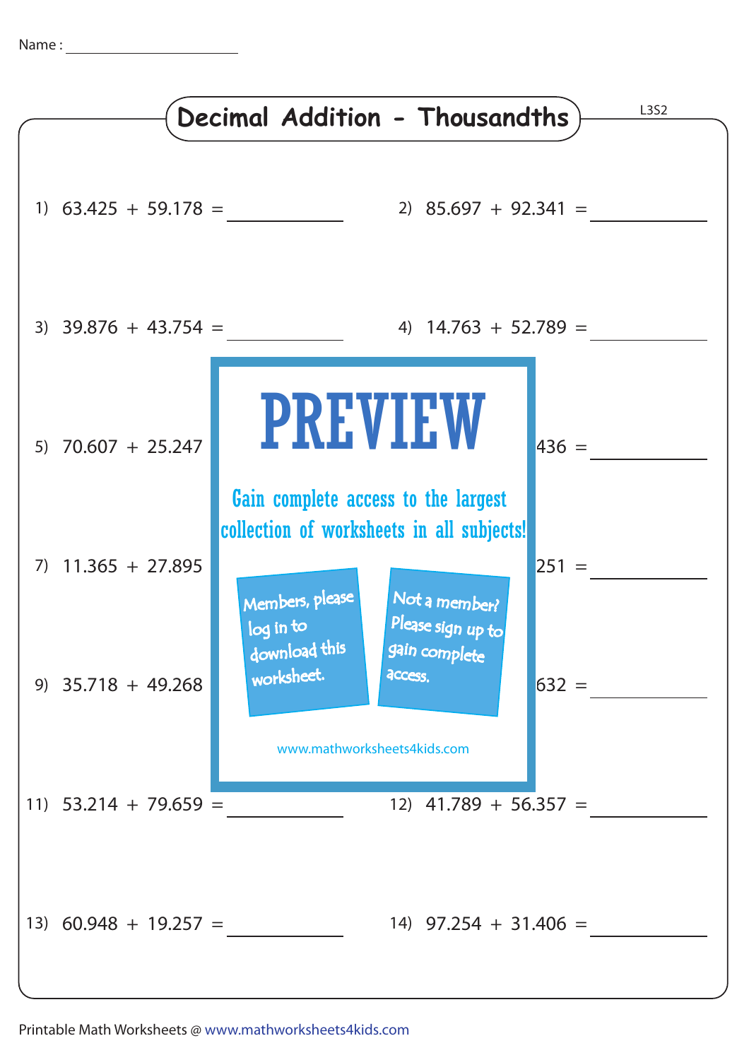Name : ______________________

# Decimal Addition - Thousandths

L3S2

1) $63.425 + 59.178 =$ __________

2) $85.697 + 92.341 =$ __________

3) $39.876 + 43.754 =$ __________

4) $14.763 + 52.789 =$ __________

5) $70.607 + 25.247$

436 = __________

PREVIEW

Gain complete access to the largest collection of worksheets in all subjects!

Members, please log in to download this worksheet.

Not a member? Please sign up to gain complete access.

www.mathworksheets4kids.com

7) $11.365 + 27.895$

251 = __________

9) $35.718 + 49.268$

632 = __________

11) $53.214 + 79.659 =$ __________

12) $41.789 + 56.357 =$ __________

13) $60.948 + 19.257 =$ __________

14) $97.254 + 31.406 =$ __________

Printable Math Worksheets @ www.mathworksheets4kids.com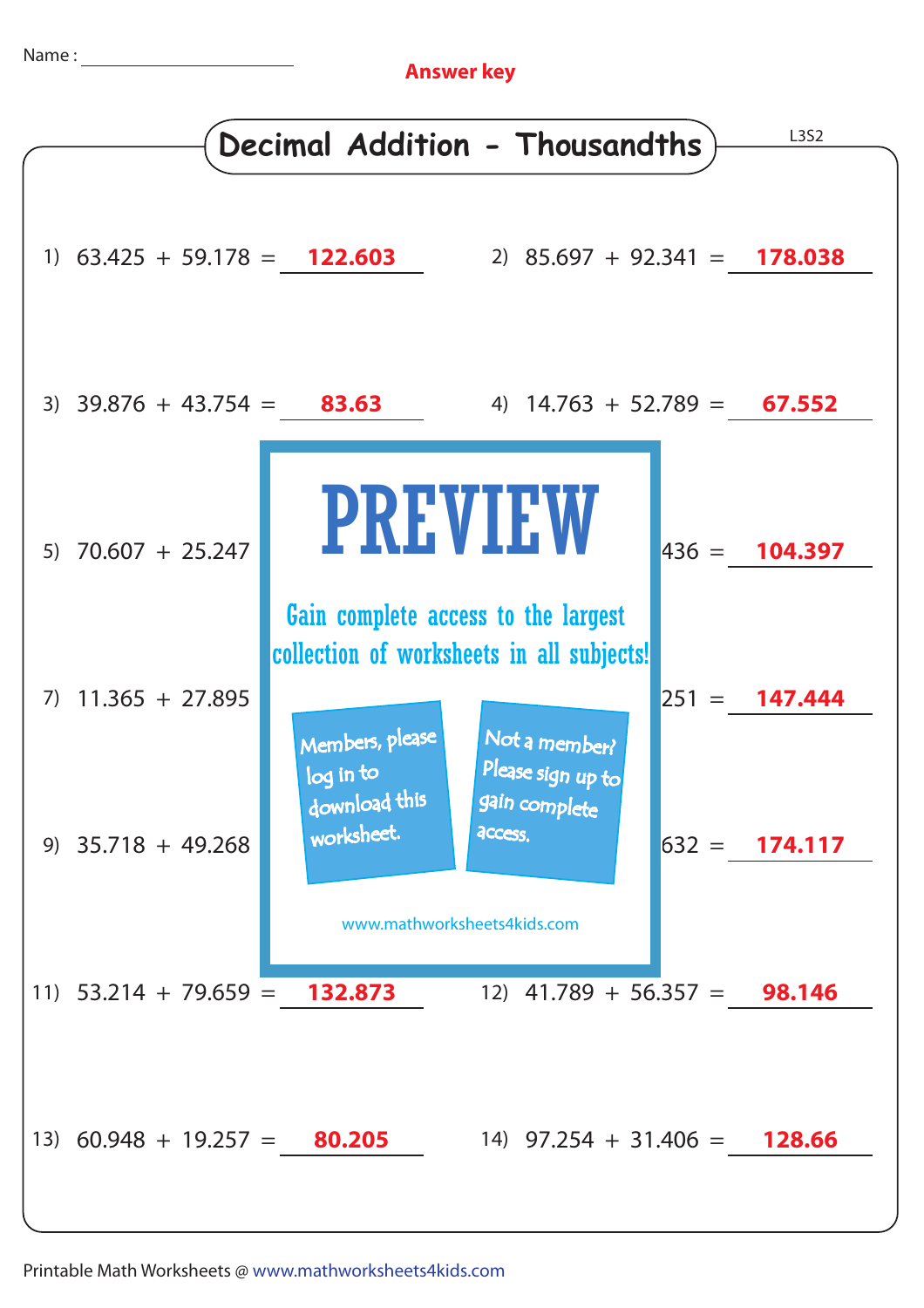Name : ____________________

**Answer key**

# Decimal Addition - Thousandths

L3S2

1) 63.425 + 59.178 = **122.603**

2) 85.697 + 92.341 = **178.038**

3) 39.876 + 43.754 = **83.63**

4) 14.763 + 52.789 = **67.552**

5) 70.607 + 25.247

PREVIEW

Gain complete access to the largest collection of worksheets in all subjects!

Members, please log in to download this worksheet.

Not a member? Please sign up to gain complete access.

www.mathworksheets4kids.com

436 = **104.397**

7) 11.365 + 27.895

251 = **147.444**

9) 35.718 + 49.268

632 = **174.117**

11) 53.214 + 79.659 = **132.873**

12) 41.789 + 56.357 = **98.146**

13) 60.948 + 19.257 = **80.205**

14) 97.254 + 31.406 = **128.66**

Printable Math Worksheets @ www.mathworksheets4kids.com